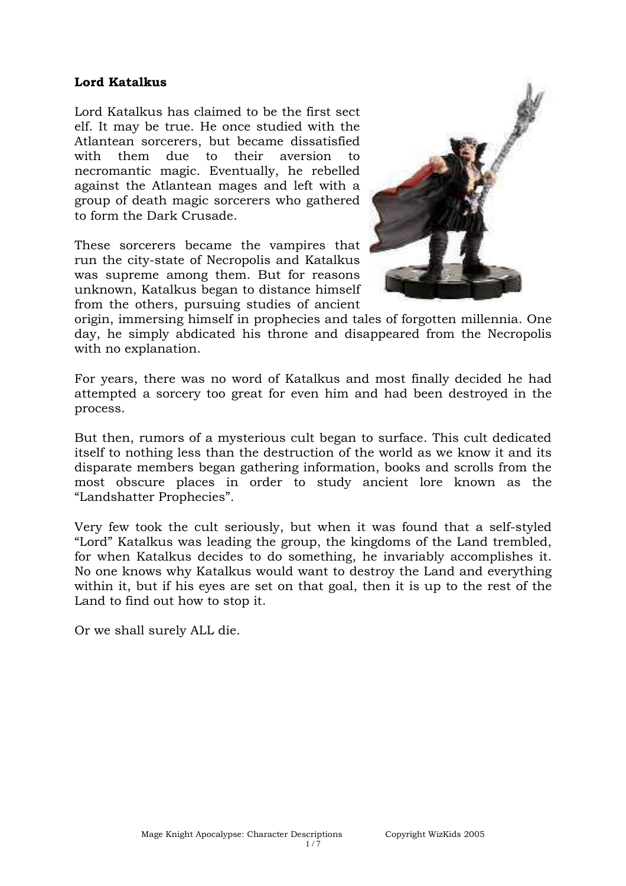**Lord Katalkus**

Lord Katalkus has claimed to be the first sect elf. It may be true. He once studied with the Atlantean sorcerers, but became dissatisfied with them due to their aversion to necromantic magic. Eventually, he rebelled against the Atlantean mages and left with a group of death magic sorcerers who gathered to form the Dark Crusade.

These sorcerers became the vampires that run the city-state of Necropolis and Katalkus was supreme among them. But for reasons unknown, Katalkus began to distance himself from the others, pursuing studies of ancient origin, immersing himself in prophecies and tales of forgotten millennia. One day, he simply abdicated his throne and disappeared from the Necropolis with no explanation.

For years, there was no word of Katalkus and most finally decided he had attempted a sorcery too great for even him and had been destroyed in the process.

But then, rumors of a mysterious cult began to surface. This cult dedicated itself to nothing less than the destruction of the world as we know it and its disparate members began gathering information, books and scrolls from the most obscure places in order to study ancient lore known as the "Landshatter Prophecies".

Very few took the cult seriously, but when it was found that a self-styled "Lord" Katalkus was leading the group, the kingdoms of the Land trembled, for when Katalkus decides to do something, he invariably accomplishes it. No one knows why Katalkus would want to destroy the Land and everything within it, but if his eyes are set on that goal, then it is up to the rest of the Land to find out how to stop it.

Or we shall surely ALL die.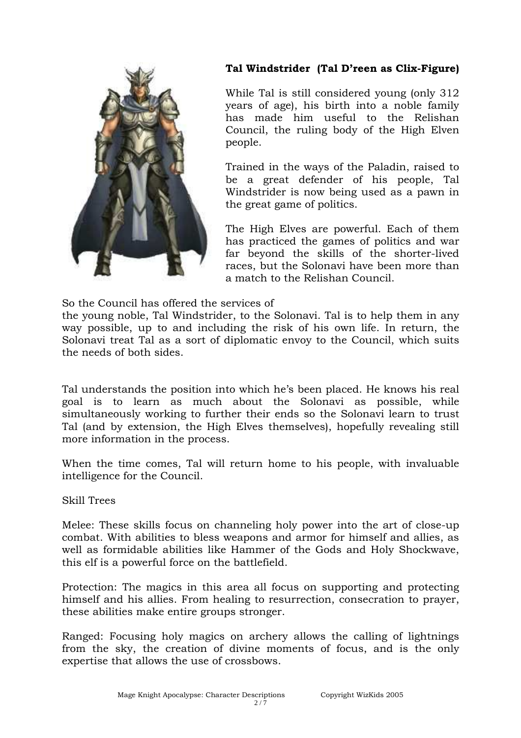**Tal Windstrider (Tal D'reen as Clix-Figure)**

While Tal is still considered young (only 312 years of age), his birth into a noble family has made him useful to the Relishan Council, the ruling body of the High Elven people.

Trained in the ways of the Paladin, raised to be a great defender of his people, Tal Windstrider is now being used as a pawn in the great game of politics.

The High Elves are powerful. Each of them has practiced the games of politics and war far beyond the skills of the shorter-lived races, but the Solonavi have been more than a match to the Relishan Council.

So the Council has offered the services of the young noble, Tal Windstrider, to the Solonavi. Tal is to help them in any way possible, up to and including the risk of his own life. In return, the Solonavi treat Tal as a sort of diplomatic envoy to the Council, which suits the needs of both sides.

Tal understands the position into which he's been placed. He knows his real goal is to learn as much about the Solonavi as possible, while simultaneously working to further their ends so the Solonavi learn to trust Tal (and by extension, the High Elves themselves), hopefully revealing still more information in the process.

When the time comes, Tal will return home to his people, with invaluable intelligence for the Council.

Skill Trees

Melee: These skills focus on channeling holy power into the art of close-up combat. With abilities to bless weapons and armor for himself and allies, as well as formidable abilities like Hammer of the Gods and Holy Shockwave, this elf is a powerful force on the battlefield.

Protection: The magics in this area all focus on supporting and protecting himself and his allies. From healing to resurrection, consecration to prayer, these abilities make entire groups stronger.

Ranged: Focusing holy magics on archery allows the calling of lightnings from the sky, the creation of divine moments of focus, and is the only expertise that allows the use of crossbows.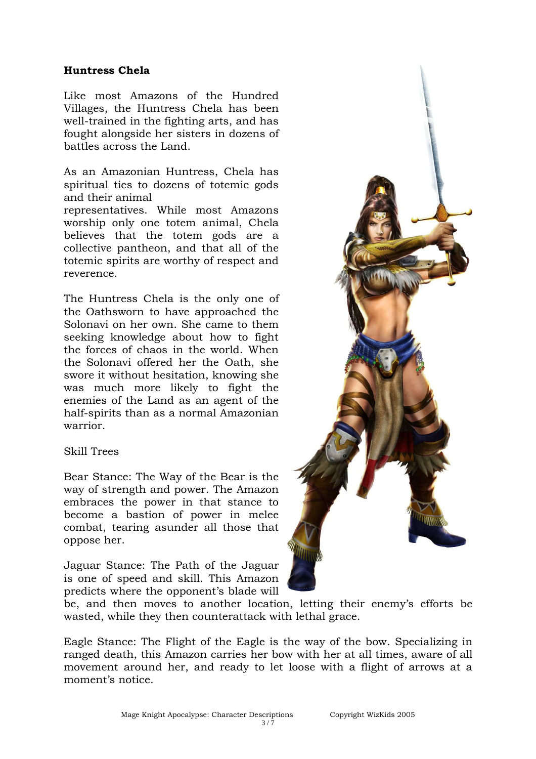**Huntress Chela**

Like most Amazons of the Hundred Villages, the Huntress Chela has been well-trained in the fighting arts, and has fought alongside her sisters in dozens of battles across the Land.

As an Amazonian Huntress, Chela has spiritual ties to dozens of totemic gods and their animal representatives. While most Amazons worship only one totem animal, Chela believes that the totem gods are a collective pantheon, and that all of the totemic spirits are worthy of respect and reverence.

The Huntress Chela is the only one of the Oathsworn to have approached the Solonavi on her own. She came to them seeking knowledge about how to fight the forces of chaos in the world. When the Solonavi offered her the Oath, she swore it without hesitation, knowing she was much more likely to fight the enemies of the Land as an agent of the half-spirits than as a normal Amazonian warrior.

Skill Trees

Bear Stance: The Way of the Bear is the way of strength and power. The Amazon embraces the power in that stance to become a bastion of power in melee combat, tearing asunder all those that oppose her.

Jaguar Stance: The Path of the Jaguar is one of speed and skill. This Amazon predicts where the opponent's blade will be, and then moves to another location, letting their enemy's efforts be wasted, while they then counterattack with lethal grace.

Eagle Stance: The Flight of the Eagle is the way of the bow. Specializing in ranged death, this Amazon carries her bow with her at all times, aware of all movement around her, and ready to let loose with a flight of arrows at a moment's notice.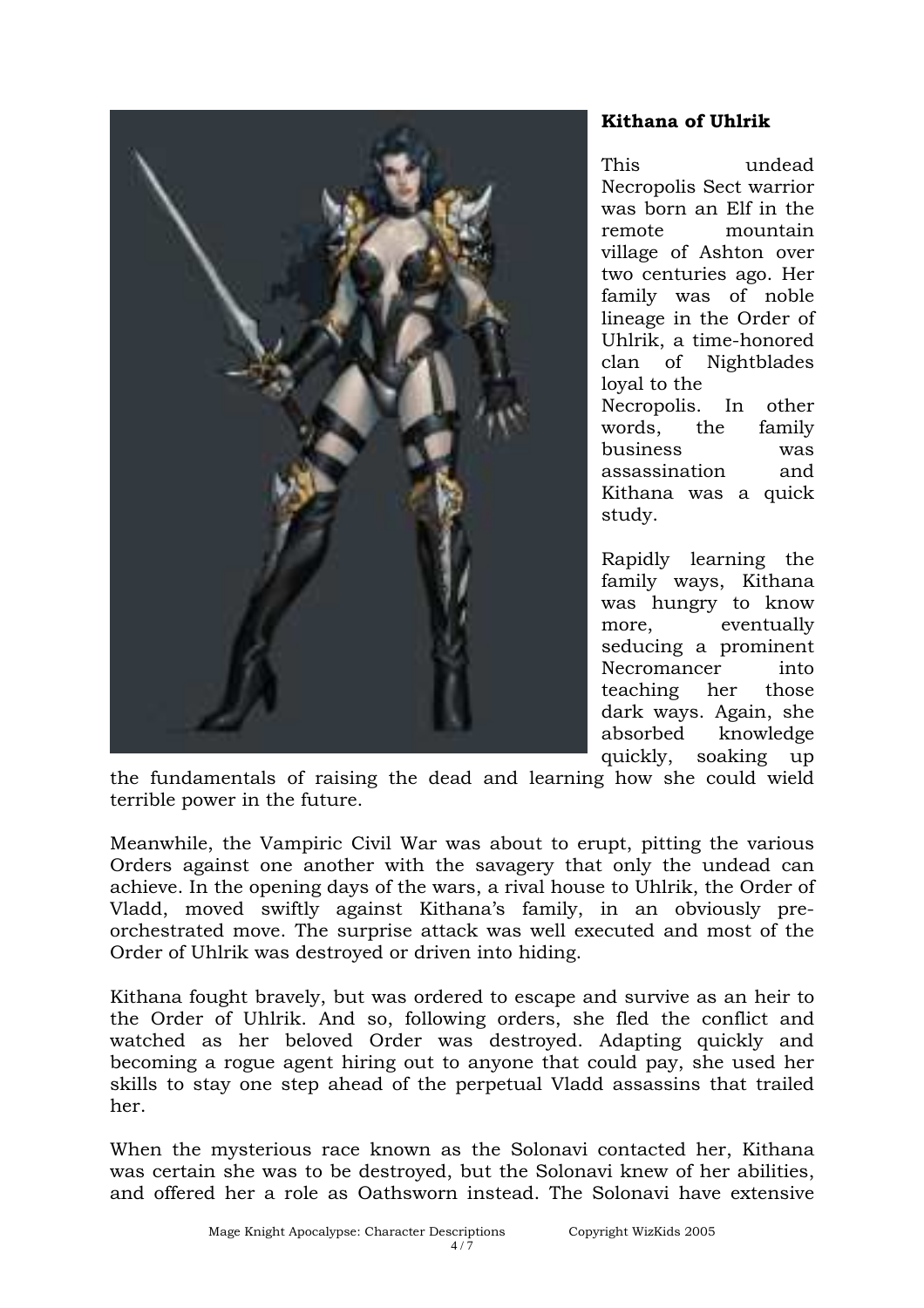## Kithana of Uhlrik

This undead Necropolis Sect warrior was born an Elf in the remote mountain village of Ashton over two centuries ago. Her family was of noble lineage in the Order of Uhlrik, a time-honored clan of Nightblades loyal to the Necropolis. In other words, the family business was assassination and Kithana was a quick study.

Rapidly learning the family ways, Kithana was hungry to know more, eventually seducing a prominent Necromancer into teaching her those dark ways. Again, she absorbed knowledge quickly, soaking up the fundamentals of raising the dead and learning how she could wield terrible power in the future.

Meanwhile, the Vampiric Civil War was about to erupt, pitting the various Orders against one another with the savagery that only the undead can achieve. In the opening days of the wars, a rival house to Uhlrik, the Order of Vladd, moved swiftly against Kithana's family, in an obviously pre-orchestrated move. The surprise attack was well executed and most of the Order of Uhlrik was destroyed or driven into hiding.

Kithana fought bravely, but was ordered to escape and survive as an heir to the Order of Uhlrik. And so, following orders, she fled the conflict and watched as her beloved Order was destroyed. Adapting quickly and becoming a rogue agent hiring out to anyone that could pay, she used her skills to stay one step ahead of the perpetual Vladd assassins that trailed her.

When the mysterious race known as the Solonavi contacted her, Kithana was certain she was to be destroyed, but the Solonavi knew of her abilities, and offered her a role as Oathsworn instead. The Solonavi have extensive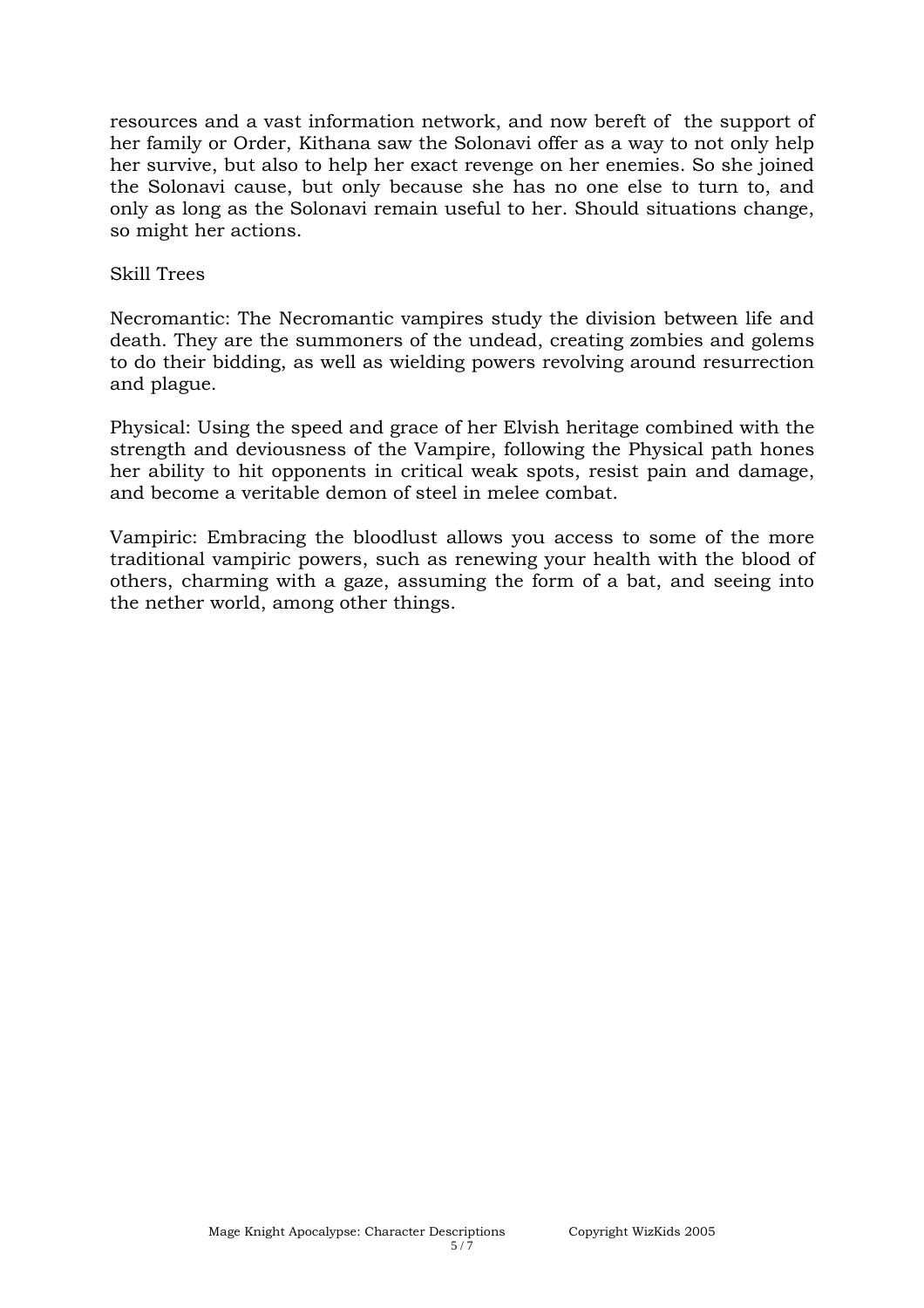resources and a vast information network, and now bereft of the support of her family or Order, Kithana saw the Solonavi offer as a way to not only help her survive, but also to help her exact revenge on her enemies. So she joined the Solonavi cause, but only because she has no one else to turn to, and only as long as the Solonavi remain useful to her. Should situations change, so might her actions.

Skill Trees

Necromantic: The Necromantic vampires study the division between life and death. They are the summoners of the undead, creating zombies and golems to do their bidding, as well as wielding powers revolving around resurrection and plague.

Physical: Using the speed and grace of her Elvish heritage combined with the strength and deviousness of the Vampire, following the Physical path hones her ability to hit opponents in critical weak spots, resist pain and damage, and become a veritable demon of steel in melee combat.

Vampiric: Embracing the bloodlust allows you access to some of the more traditional vampiric powers, such as renewing your health with the blood of others, charming with a gaze, assuming the form of a bat, and seeing into the nether world, among other things.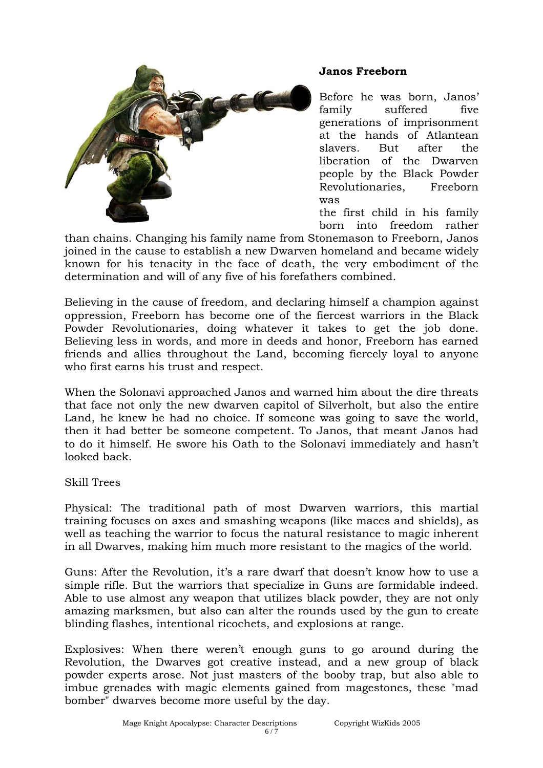**Janos Freeborn**

Before he was born, Janos' family suffered five generations of imprisonment at the hands of Atlantean slavers. But after the liberation of the Dwarven people by the Black Powder Revolutionaries, Freeborn was the first child in his family born into freedom rather than chains. Changing his family name from Stonemason to Freeborn, Janos joined in the cause to establish a new Dwarven homeland and became widely known for his tenacity in the face of death, the very embodiment of the determination and will of any five of his forefathers combined.

Believing in the cause of freedom, and declaring himself a champion against oppression, Freeborn has become one of the fiercest warriors in the Black Powder Revolutionaries, doing whatever it takes to get the job done. Believing less in words, and more in deeds and honor, Freeborn has earned friends and allies throughout the Land, becoming fiercely loyal to anyone who first earns his trust and respect.

When the Solonavi approached Janos and warned him about the dire threats that face not only the new dwarven capitol of Silverholt, but also the entire Land, he knew he had no choice. If someone was going to save the world, then it had better be someone competent. To Janos, that meant Janos had to do it himself. He swore his Oath to the Solonavi immediately and hasn't looked back.

Skill Trees

Physical: The traditional path of most Dwarven warriors, this martial training focuses on axes and smashing weapons (like maces and shields), as well as teaching the warrior to focus the natural resistance to magic inherent in all Dwarves, making him much more resistant to the magics of the world.

Guns: After the Revolution, it's a rare dwarf that doesn't know how to use a simple rifle. But the warriors that specialize in Guns are formidable indeed. Able to use almost any weapon that utilizes black powder, they are not only amazing marksmen, but also can alter the rounds used by the gun to create blinding flashes, intentional ricochets, and explosions at range.

Explosives: When there weren't enough guns to go around during the Revolution, the Dwarves got creative instead, and a new group of black powder experts arose. Not just masters of the booby trap, but also able to imbue grenades with magic elements gained from magestones, these "mad bomber" dwarves become more useful by the day.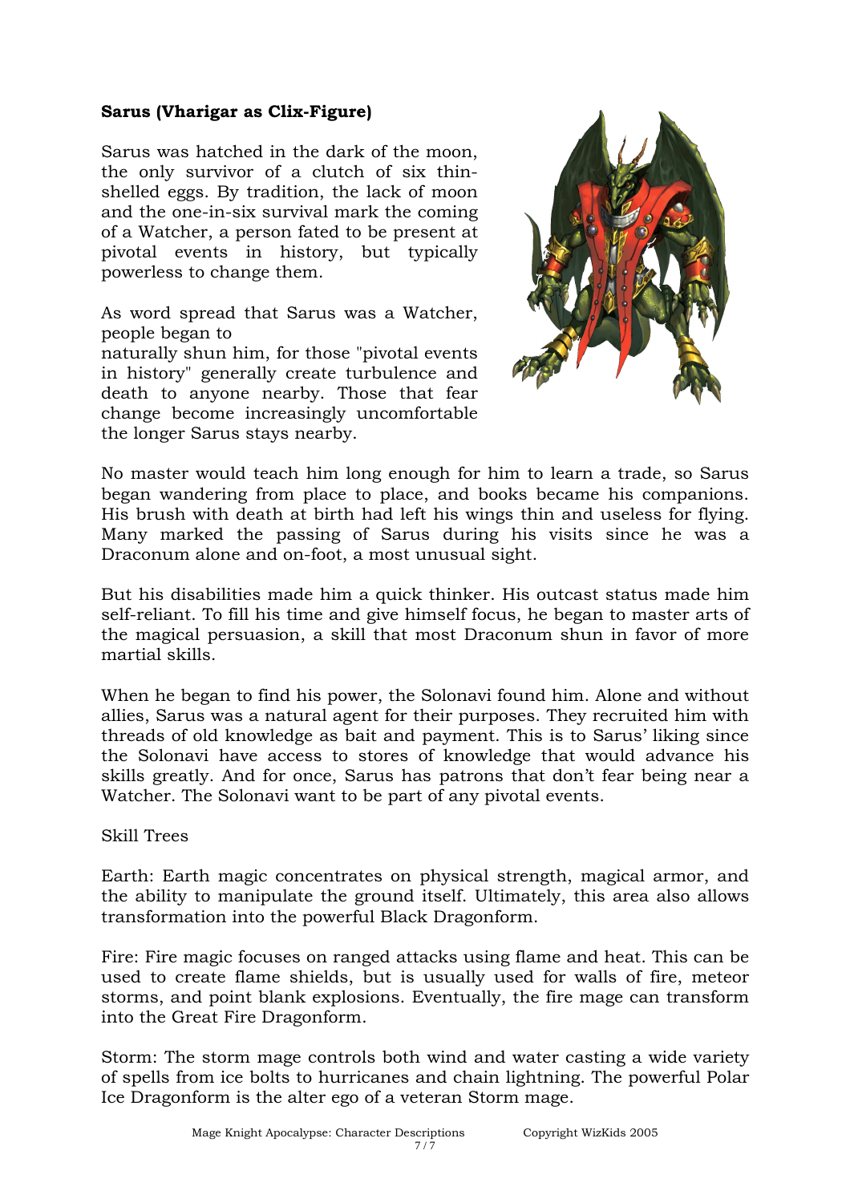**Sarus (Vharigar as Clix-Figure)**

Sarus was hatched in the dark of the moon, the only survivor of a clutch of six thin-shelled eggs. By tradition, the lack of moon and the one-in-six survival mark the coming of a Watcher, a person fated to be present at pivotal events in history, but typically powerless to change them.

As word spread that Sarus was a Watcher, people began to naturally shun him, for those "pivotal events in history" generally create turbulence and death to anyone nearby. Those that fear change become increasingly uncomfortable the longer Sarus stays nearby.

No master would teach him long enough for him to learn a trade, so Sarus began wandering from place to place, and books became his companions. His brush with death at birth had left his wings thin and useless for flying. Many marked the passing of Sarus during his visits since he was a Draconum alone and on-foot, a most unusual sight.

But his disabilities made him a quick thinker. His outcast status made him self-reliant. To fill his time and give himself focus, he began to master arts of the magical persuasion, a skill that most Draconum shun in favor of more martial skills.

When he began to find his power, the Solonavi found him. Alone and without allies, Sarus was a natural agent for their purposes. They recruited him with threads of old knowledge as bait and payment. This is to Sarus' liking since the Solonavi have access to stores of knowledge that would advance his skills greatly. And for once, Sarus has patrons that don't fear being near a Watcher. The Solonavi want to be part of any pivotal events.

Skill Trees

Earth: Earth magic concentrates on physical strength, magical armor, and the ability to manipulate the ground itself. Ultimately, this area also allows transformation into the powerful Black Dragonform.

Fire: Fire magic focuses on ranged attacks using flame and heat. This can be used to create flame shields, but is usually used for walls of fire, meteor storms, and point blank explosions. Eventually, the fire mage can transform into the Great Fire Dragonform.

Storm: The storm mage controls both wind and water casting a wide variety of spells from ice bolts to hurricanes and chain lightning. The powerful Polar Ice Dragonform is the alter ego of a veteran Storm mage.